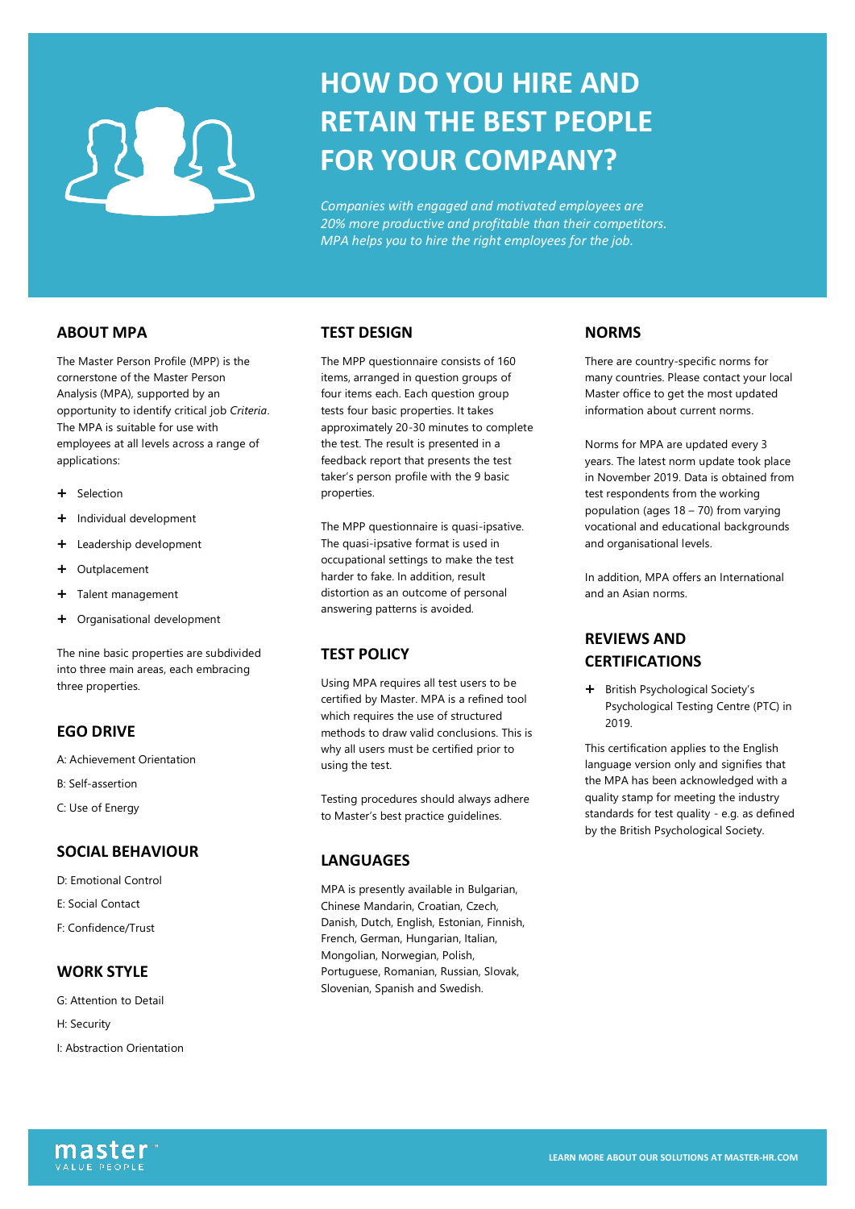# HOW DO YOU HIRE AND RETAIN THE BEST PEOPLE FOR YOUR COMPANY?

*Companies with engaged and motivated employees are 20% more productive and profitable than their competitors. MPA helps you to hire the right employees for the job.*

## ABOUT MPA

The Master Person Profile (MPP) is the cornerstone of the Master Person Analysis (MPA), supported by an opportunity to identify critical job *Criteria*. The MPA is suitable for use with employees at all levels across a range of applications:

- Selection
- Individual development
- Leadership development
- Outplacement
- Talent management
- Organisational development

The nine basic properties are subdivided into three main areas, each embracing three properties.

## EGO DRIVE

A: Achievement Orientation

B: Self-assertion

C: Use of Energy

## SOCIAL BEHAVIOUR

D: Emotional Control

E: Social Contact

F: Confidence/Trust

## WORK STYLE

G: Attention to Detail

H: Security

I: Abstraction Orientation

## TEST DESIGN

The MPP questionnaire consists of 160 items, arranged in question groups of four items each. Each question group tests four basic properties. It takes approximately 20-30 minutes to complete the test. The result is presented in a feedback report that presents the test taker's person profile with the 9 basic properties.

The MPP questionnaire is quasi-ipsative. The quasi-ipsative format is used in occupational settings to make the test harder to fake. In addition, result distortion as an outcome of personal answering patterns is avoided.

## TEST POLICY

Using MPA requires all test users to be certified by Master. MPA is a refined tool which requires the use of structured methods to draw valid conclusions. This is why all users must be certified prior to using the test.

Testing procedures should always adhere to Master's best practice guidelines.

## LANGUAGES

MPA is presently available in Bulgarian, Chinese Mandarin, Croatian, Czech, Danish, Dutch, English, Estonian, Finnish, French, German, Hungarian, Italian, Mongolian, Norwegian, Polish, Portuguese, Romanian, Russian, Slovak, Slovenian, Spanish and Swedish.

## NORMS

There are country-specific norms for many countries. Please contact your local Master office to get the most updated information about current norms.

Norms for MPA are updated every 3 years. The latest norm update took place in November 2019. Data is obtained from test respondents from the working population (ages 18 – 70) from varying vocational and educational backgrounds and organisational levels.

In addition, MPA offers an International and an Asian norms.

## REVIEWS AND CERTIFICATIONS

- British Psychological Society's Psychological Testing Centre (PTC) in 2019.

This certification applies to the English language version only and signifies that the MPA has been acknowledged with a quality stamp for meeting the industry standards for test quality - e.g. as defined by the British Psychological Society.

master™ VALUE PEOPLE

LEARN MORE ABOUT OUR SOLUTIONS AT MASTER-HR.COM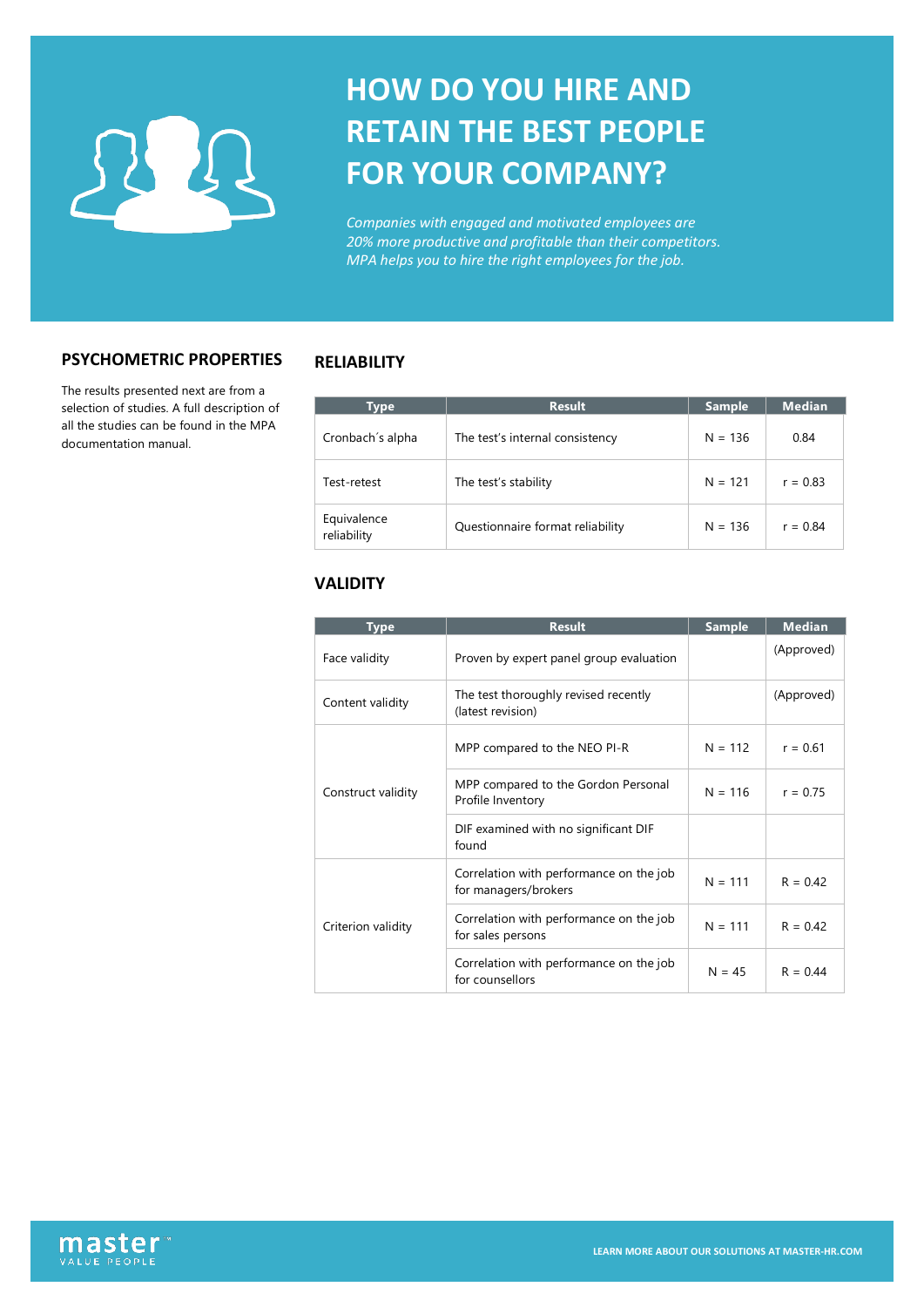# HOW DO YOU HIRE AND RETAIN THE BEST PEOPLE FOR YOUR COMPANY?

*Companies with engaged and motivated employees are 20% more productive and profitable than their competitors. MPA helps you to hire the right employees for the job.*

## PSYCHOMETRIC PROPERTIES

The results presented next are from a selection of studies. A full description of all the studies can be found in the MPA documentation manual.

## RELIABILITY

| Type | Result | Sample | Median |
|---|---|---|---|
| Cronbach´s alpha | The test's internal consistency | N = 136 | 0.84 |
| Test-retest | The test's stability | N = 121 | r = 0.83 |
| Equivalence reliability | Questionnaire format reliability | N = 136 | r = 0.84 |

## VALIDITY

| Type | Result | Sample | Median |
|---|---|---|---|
| Face validity | Proven by expert panel group evaluation | | (Approved) |
| Content validity | The test thoroughly revised recently (latest revision) | | (Approved) |
| Construct validity | MPP compared to the NEO PI-R | N = 112 | r = 0.61 |
| | MPP compared to the Gordon Personal Profile Inventory | N = 116 | r = 0.75 |
| | DIF examined with no significant DIF found | | |
| Criterion validity | Correlation with performance on the job for managers/brokers | N = 111 | R = 0.42 |
| | Correlation with performance on the job for sales persons | N = 111 | R = 0.42 |
| | Correlation with performance on the job for counsellors | N = 45 | R = 0.44 |

master™ VALUE PEOPLE

LEARN MORE ABOUT OUR SOLUTIONS AT MASTER-HR.COM